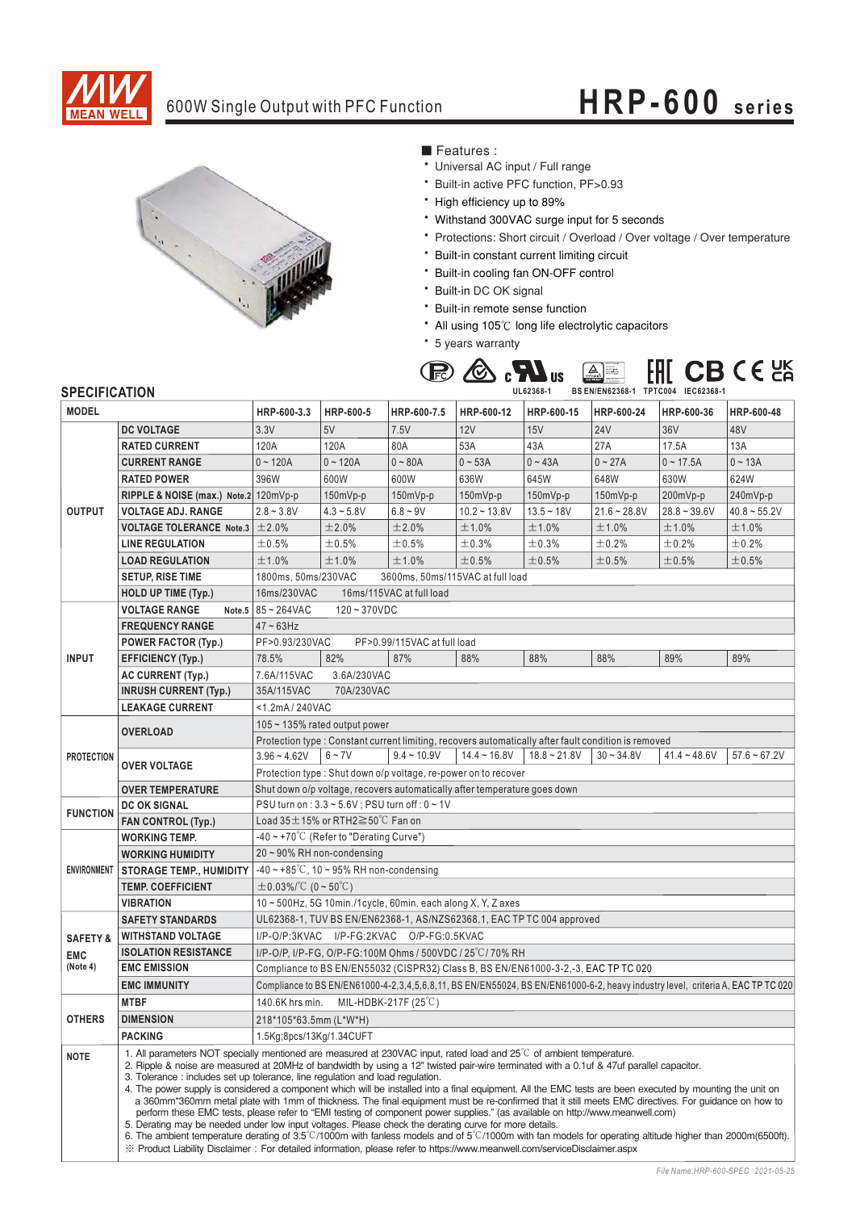# 600W Single Output with PFC Function

# HRP-600 series

■ Features :

- Universal AC input / Full range
- Built-in active PFC function, PF>0.93
- High efficiency up to 89%
- Withstand 300VAC surge input for 5 seconds
- Protections: Short circuit / Overload / Over voltage / Over temperature
- Built-in constant current limiting circuit
- Built-in cooling fan ON-OFF control
- Built-in DC OK signal
- Built-in remote sense function
- All using 105℃ long life electrolytic capacitors
- 5 years warranty

UL62368-1 BS EN/EN62368-1 TPTC004 IEC62368-1

## SPECIFICATION

| MODEL | | HRP-600-3.3 | HRP-600-5 | HRP-600-7.5 | HRP-600-12 | HRP-600-15 | HRP-600-24 | HRP-600-36 | HRP-600-48 |
|---|---|---|---|---|---|---|---|---|---|
| OUTPUT | DC VOLTAGE | 3.3V | 5V | 7.5V | 12V | 15V | 24V | 36V | 48V |
| | RATED CURRENT | 120A | 120A | 80A | 53A | 43A | 27A | 17.5A | 13A |
| | CURRENT RANGE | 0 ~ 120A | 0 ~ 120A | 0 ~ 80A | 0 ~ 53A | 0 ~ 43A | 0 ~ 27A | 0 ~ 17.5A | 0 ~ 13A |
| | RATED POWER | 396W | 600W | 600W | 636W | 645W | 648W | 630W | 624W |
| | RIPPLE & NOISE (max.) Note.2 | 120mVp-p | 150mVp-p | 150mVp-p | 150mVp-p | 150mVp-p | 150mVp-p | 200mVp-p | 240mVp-p |
| | VOLTAGE ADJ. RANGE | 2.8 ~ 3.8V | 4.3 ~ 5.8V | 6.8 ~ 9V | 10.2 ~ 13.8V | 13.5 ~ 18V | 21.6 ~ 28.8V | 28.8 ~ 39.6V | 40.8 ~ 55.2V |
| | VOLTAGE TOLERANCE Note.3 | ±2.0% | ±2.0% | ±2.0% | ±1.0% | ±1.0% | ±1.0% | ±1.0% | ±1.0% |
| | LINE REGULATION | ±0.5% | ±0.5% | ±0.5% | ±0.3% | ±0.3% | ±0.2% | ±0.2% | ±0.2% |
| | LOAD REGULATION | ±1.0% | ±1.0% | ±1.0% | ±0.5% | ±0.5% | ±0.5% | ±0.5% | ±0.5% |
| | SETUP, RISE TIME | 1800ms, 50ms/230VAC 3600ms, 50ms/115VAC at full load | | | | | | | |
| | HOLD UP TIME (Typ.) | 16ms/230VAC 16ms/115VAC at full load | | | | | | | |
| INPUT | VOLTAGE RANGE Note.5 | 85 ~ 264VAC 120 ~ 370VDC | | | | | | | |
| | FREQUENCY RANGE | 47 ~ 63Hz | | | | | | | |
| | POWER FACTOR (Typ.) | PF>0.93/230VAC PF>0.99/115VAC at full load | | | | | | | |
| | EFFICIENCY (Typ.) | 78.5% | 82% | 87% | 88% | 88% | 88% | 89% | 89% |
| | AC CURRENT (Typ.) | 7.6A/115VAC 3.6A/230VAC | | | | | | | |
| | INRUSH CURRENT (Typ.) | 35A/115VAC 70A/230VAC | | | | | | | |
| | LEAKAGE CURRENT | <1.2mA / 240VAC | | | | | | | |
| PROTECTION | OVERLOAD | 105 ~ 135% rated output power | | | | | | | |
| | | Protection type : Constant current limiting, recovers automatically after fault condition is removed | | | | | | | |
| | OVER VOLTAGE | 3.96 ~ 4.62V | 6 ~ 7V | 9.4 ~ 10.9V | 14.4 ~ 16.8V | 18.8 ~ 21.8V | 30 ~ 34.8V | 41.4 ~ 48.6V | 57.6 ~ 67.2V |
| | | Protection type : Shut down o/p voltage, re-power on to recover | | | | | | | |
| | OVER TEMPERATURE | Shut down o/p voltage, recovers automatically after temperature goes down | | | | | | | |
| FUNCTION | DC OK SIGNAL | PSU turn on : 3.3 ~ 5.6V ; PSU turn off : 0 ~ 1V | | | | | | | |
| | FAN CONTROL (Typ.) | Load 35±15% or RTH2≧50℃ Fan on | | | | | | | |
| ENVIRONMENT | WORKING TEMP. | -40 ~ +70℃ (Refer to "Derating Curve") | | | | | | | |
| | WORKING HUMIDITY | 20 ~ 90% RH non-condensing | | | | | | | |
| | STORAGE TEMP., HUMIDITY | -40 ~ +85℃, 10 ~ 95% RH non-condensing | | | | | | | |
| | TEMP. COEFFICIENT | ±0.03%/℃ (0 ~ 50℃) | | | | | | | |
| | VIBRATION | 10 ~ 500Hz, 5G 10min./1cycle, 60min. each along X, Y, Z axes | | | | | | | |
| SAFETY & EMC (Note 4) | SAFETY STANDARDS | UL62368-1, TUV BS EN/EN62368-1, AS/NZS62368.1, EAC TP TC 004 approved | | | | | | | |
| | WITHSTAND VOLTAGE | I/P-O/P:3KVAC I/P-FG:2KVAC O/P-FG:0.5KVAC | | | | | | | |
| | ISOLATION RESISTANCE | I/P-O/P, I/P-FG, O/P-FG:100M Ohms / 500VDC / 25℃/ 70% RH | | | | | | | |
| | EMC EMISSION | Compliance to BS EN/EN55032 (CISPR32) Class B, BS EN/EN61000-3-2,-3, EAC TP TC 020 | | | | | | | |
| | EMC IMMUNITY | Compliance to BS EN/EN61000-4-2,3,4,5,6,8,11, BS EN/EN55024, BS EN/EN61000-6-2, heavy industry level, criteria A, EAC TP TC 020 | | | | | | | |
| OTHERS | MTBF | 140.6K hrs min. MIL-HDBK-217F (25℃) | | | | | | | |
| | DIMENSION | 218*105*63.5mm (L*W*H) | | | | | | | |
| | PACKING | 1.5Kg;8pcs/13Kg/1.34CUFT | | | | | | | |

**NOTE**

1. All parameters NOT specially mentioned are measured at 230VAC input, rated load and 25℃ of ambient temperature.
2. Ripple & noise are measured at 20MHz of bandwidth by using a 12" twisted pair-wire terminated with a 0.1uf & 47uf parallel capacitor.
3. Tolerance : includes set up tolerance, line regulation and load regulation.
4. The power supply is considered a component which will be installed into a final equipment. All the EMC tests are been executed by mounting the unit on a 360mm*360mm metal plate with 1mm of thickness. The final equipment must be re-confirmed that it still meets EMC directives. For guidance on how to perform these EMC tests, please refer to "EMI testing of component power supplies." (as available on http://www.meanwell.com)
5. Derating may be needed under low input voltages. Please check the derating curve for more details.
6. The ambient temperature derating of 3.5℃/1000m with fanless models and of 5℃/1000m with fan models for operating altitude higher than 2000m(6500ft).

※ Product Liability Disclaimer : For detailed information, please refer to https://www.meanwell.com/serviceDisclaimer.aspx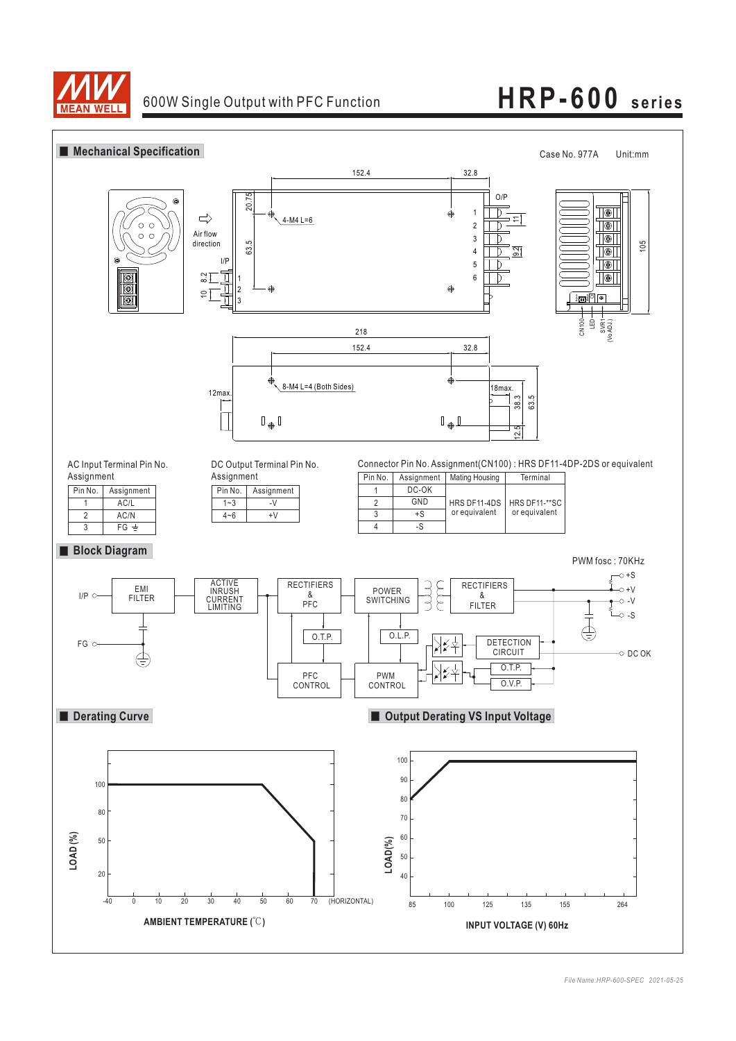600W Single Output with PFC Function

# HRP-600 series

## Mechanical Specification

Case No. 977A Unit:mm

152.4
32.8
20.75
4-M4 L=6
O/P
Air flow direction
I/P
63.5
8.2
10
11
9.2
105
CN100 LED SVR1 (Vo ADJ.)
218
152.4
32.8
8-M4 L=4 (Both Sides)
12max.
18max.
38.3
63.5
12.5

AC Input Terminal Pin No. Assignment

| Pin No. | Assignment |
|---|---|
| 1 | AC/L |
| 2 | AC/N |
| 3 | FG ⏚ |

DC Output Terminal Pin No. Assignment

| Pin No. | Assignment |
|---|---|
| 1~3 | -V |
| 4~6 | +V |

Connector Pin No. Assignment(CN100) : HRS DF11-4DP-2DS or equivalent

| Pin No. | Assignment | Mating Housing | Terminal |
|---|---|---|---|
| 1 | DC-OK | HRS DF11-4DS or equivalent | HRS DF11-**SC or equivalent |
| 2 | GND | | |
| 3 | +S | | |
| 4 | -S | | |

## Block Diagram

PWM fosc : 70KHz

I/P
FG
EMI FILTER
ACTIVE INRUSH CURRENT LIMITING
RECTIFIERS & PFC
POWER SWITCHING
RECTIFIERS & FILTER
O.T.P.
O.L.P.
PFC CONTROL
PWM CONTROL
DETECTION CIRCUIT
O.T.P.
O.V.P.
+S
+V
-V
-S
DC OK

## Derating Curve

LOAD (%)
100
80
50
20
-40 0 10 20 30 40 50 60 70 (HORIZONTAL)
AMBIENT TEMPERATURE (℃)

## Output Derating VS Input Voltage

LOAD(%)
100
90
80
70
60
50
40
85 100 125 135 155 264
INPUT VOLTAGE (V) 60Hz